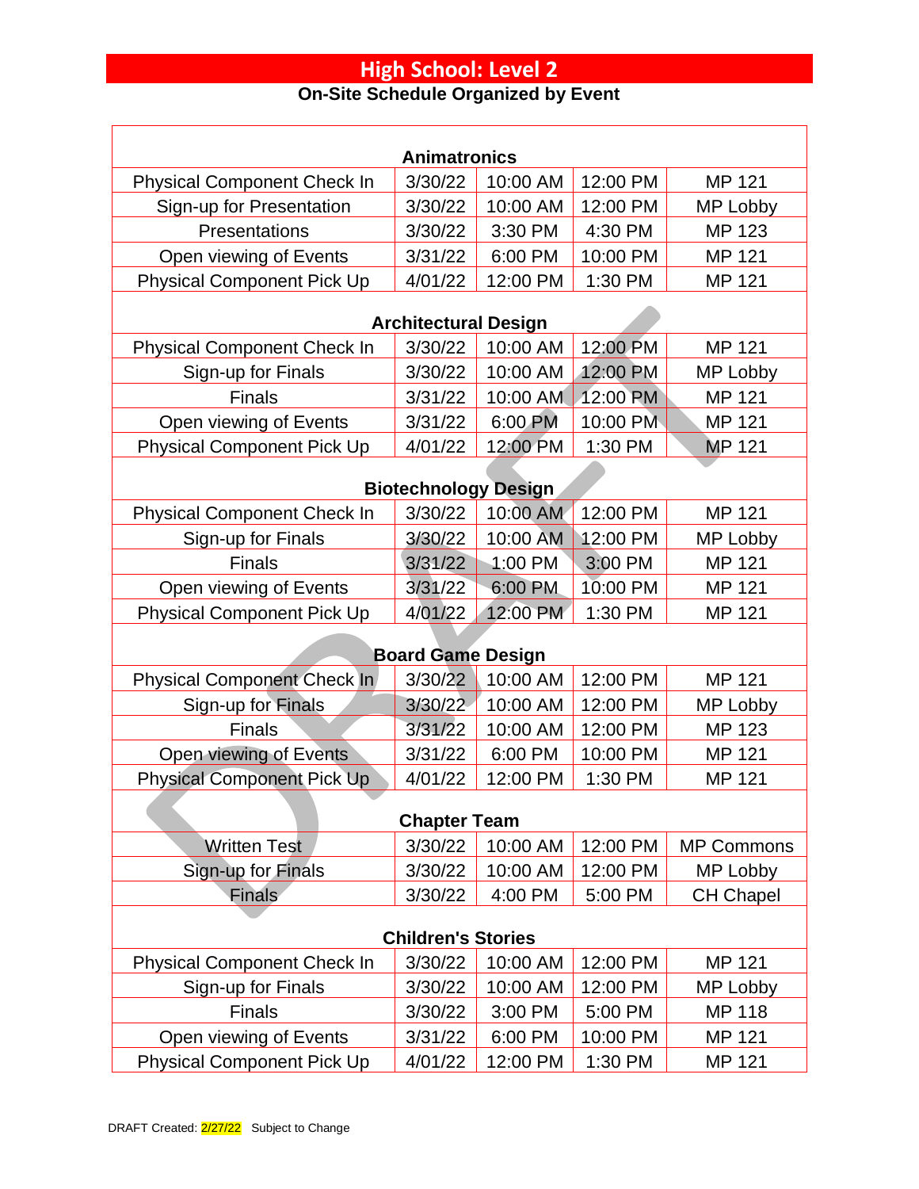# High School: Level 2

## On-Site Schedule Organized by Event

| Animatronics | | | | |
|---|---|---|---|---|
| Physical Component Check In | 3/30/22 | 10:00 AM | 12:00 PM | MP 121 |
| Sign-up for Presentation | 3/30/22 | 10:00 AM | 12:00 PM | MP Lobby |
| Presentations | 3/30/22 | 3:30 PM | 4:30 PM | MP 123 |
| Open viewing of Events | 3/31/22 | 6:00 PM | 10:00 PM | MP 121 |
| Physical Component Pick Up | 4/01/22 | 12:00 PM | 1:30 PM | MP 121 |
| **Architectural Design** | | | | |
| Physical Component Check In | 3/30/22 | 10:00 AM | 12:00 PM | MP 121 |
| Sign-up for Finals | 3/30/22 | 10:00 AM | 12:00 PM | MP Lobby |
| Finals | 3/31/22 | 10:00 AM | 12:00 PM | MP 121 |
| Open viewing of Events | 3/31/22 | 6:00 PM | 10:00 PM | MP 121 |
| Physical Component Pick Up | 4/01/22 | 12:00 PM | 1:30 PM | MP 121 |
| **Biotechnology Design** | | | | |
| Physical Component Check In | 3/30/22 | 10:00 AM | 12:00 PM | MP 121 |
| Sign-up for Finals | 3/30/22 | 10:00 AM | 12:00 PM | MP Lobby |
| Finals | 3/31/22 | 1:00 PM | 3:00 PM | MP 121 |
| Open viewing of Events | 3/31/22 | 6:00 PM | 10:00 PM | MP 121 |
| Physical Component Pick Up | 4/01/22 | 12:00 PM | 1:30 PM | MP 121 |
| **Board Game Design** | | | | |
| Physical Component Check In | 3/30/22 | 10:00 AM | 12:00 PM | MP 121 |
| Sign-up for Finals | 3/30/22 | 10:00 AM | 12:00 PM | MP Lobby |
| Finals | 3/31/22 | 10:00 AM | 12:00 PM | MP 123 |
| Open viewing of Events | 3/31/22 | 6:00 PM | 10:00 PM | MP 121 |
| Physical Component Pick Up | 4/01/22 | 12:00 PM | 1:30 PM | MP 121 |
| **Chapter Team** | | | | |
| Written Test | 3/30/22 | 10:00 AM | 12:00 PM | MP Commons |
| Sign-up for Finals | 3/30/22 | 10:00 AM | 12:00 PM | MP Lobby |
| Finals | 3/30/22 | 4:00 PM | 5:00 PM | CH Chapel |
| **Children's Stories** | | | | |
| Physical Component Check In | 3/30/22 | 10:00 AM | 12:00 PM | MP 121 |
| Sign-up for Finals | 3/30/22 | 10:00 AM | 12:00 PM | MP Lobby |
| Finals | 3/30/22 | 3:00 PM | 5:00 PM | MP 118 |
| Open viewing of Events | 3/31/22 | 6:00 PM | 10:00 PM | MP 121 |
| Physical Component Pick Up | 4/01/22 | 12:00 PM | 1:30 PM | MP 121 |

DRAFT

DRAFT Created: 2/27/22 Subject to Change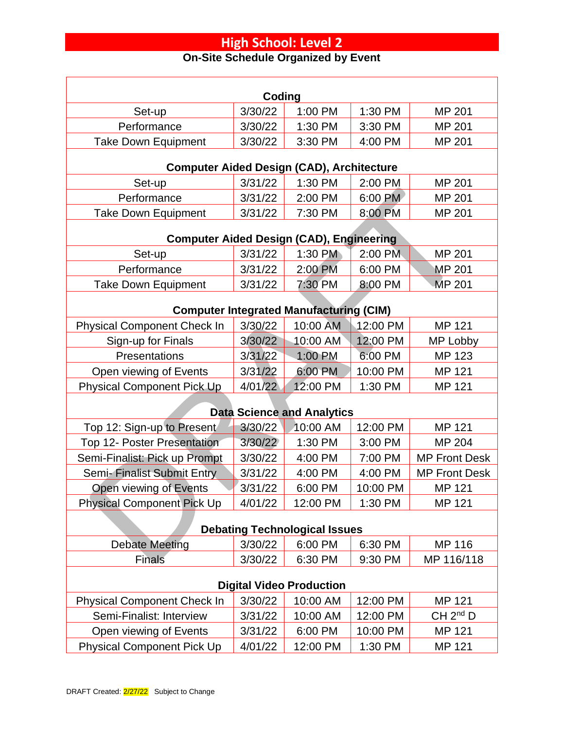# High School: Level 2

## On-Site Schedule Organized by Event

| Coding | | | | |
|---|---|---|---|---|
| Set-up | 3/30/22 | 1:00 PM | 1:30 PM | MP 201 |
| Performance | 3/30/22 | 1:30 PM | 3:30 PM | MP 201 |
| Take Down Equipment | 3/30/22 | 3:30 PM | 4:00 PM | MP 201 |
| **Computer Aided Design (CAD), Architecture** | | | | |
| Set-up | 3/31/22 | 1:30 PM | 2:00 PM | MP 201 |
| Performance | 3/31/22 | 2:00 PM | 6:00 PM | MP 201 |
| Take Down Equipment | 3/31/22 | 7:30 PM | 8:00 PM | MP 201 |
| **Computer Aided Design (CAD), Engineering** | | | | |
| Set-up | 3/31/22 | 1:30 PM | 2:00 PM | MP 201 |
| Performance | 3/31/22 | 2:00 PM | 6:00 PM | MP 201 |
| Take Down Equipment | 3/31/22 | 7:30 PM | 8:00 PM | MP 201 |
| **Computer Integrated Manufacturing (CIM)** | | | | |
| Physical Component Check In | 3/30/22 | 10:00 AM | 12:00 PM | MP 121 |
| Sign-up for Finals | 3/30/22 | 10:00 AM | 12:00 PM | MP Lobby |
| Presentations | 3/31/22 | 1:00 PM | 6:00 PM | MP 123 |
| Open viewing of Events | 3/31/22 | 6:00 PM | 10:00 PM | MP 121 |
| Physical Component Pick Up | 4/01/22 | 12:00 PM | 1:30 PM | MP 121 |
| **Data Science and Analytics** | | | | |
| Top 12: Sign-up to Present | 3/30/22 | 10:00 AM | 12:00 PM | MP 121 |
| Top 12- Poster Presentation | 3/30/22 | 1:30 PM | 3:00 PM | MP 204 |
| Semi-Finalist: Pick up Prompt | 3/30/22 | 4:00 PM | 7:00 PM | MP Front Desk |
| Semi- Finalist Submit Entry | 3/31/22 | 4:00 PM | 4:00 PM | MP Front Desk |
| Open viewing of Events | 3/31/22 | 6:00 PM | 10:00 PM | MP 121 |
| Physical Component Pick Up | 4/01/22 | 12:00 PM | 1:30 PM | MP 121 |
| **Debating Technological Issues** | | | | |
| Debate Meeting | 3/30/22 | 6:00 PM | 6:30 PM | MP 116 |
| Finals | 3/30/22 | 6:30 PM | 9:30 PM | MP 116/118 |
| **Digital Video Production** | | | | |
| Physical Component Check In | 3/30/22 | 10:00 AM | 12:00 PM | MP 121 |
| Semi-Finalist: Interview | 3/31/22 | 10:00 AM | 12:00 PM | CH 2nd D |
| Open viewing of Events | 3/31/22 | 6:00 PM | 10:00 PM | MP 121 |
| Physical Component Pick Up | 4/01/22 | 12:00 PM | 1:30 PM | MP 121 |

DRAFT Created: 2/27/22 Subject to Change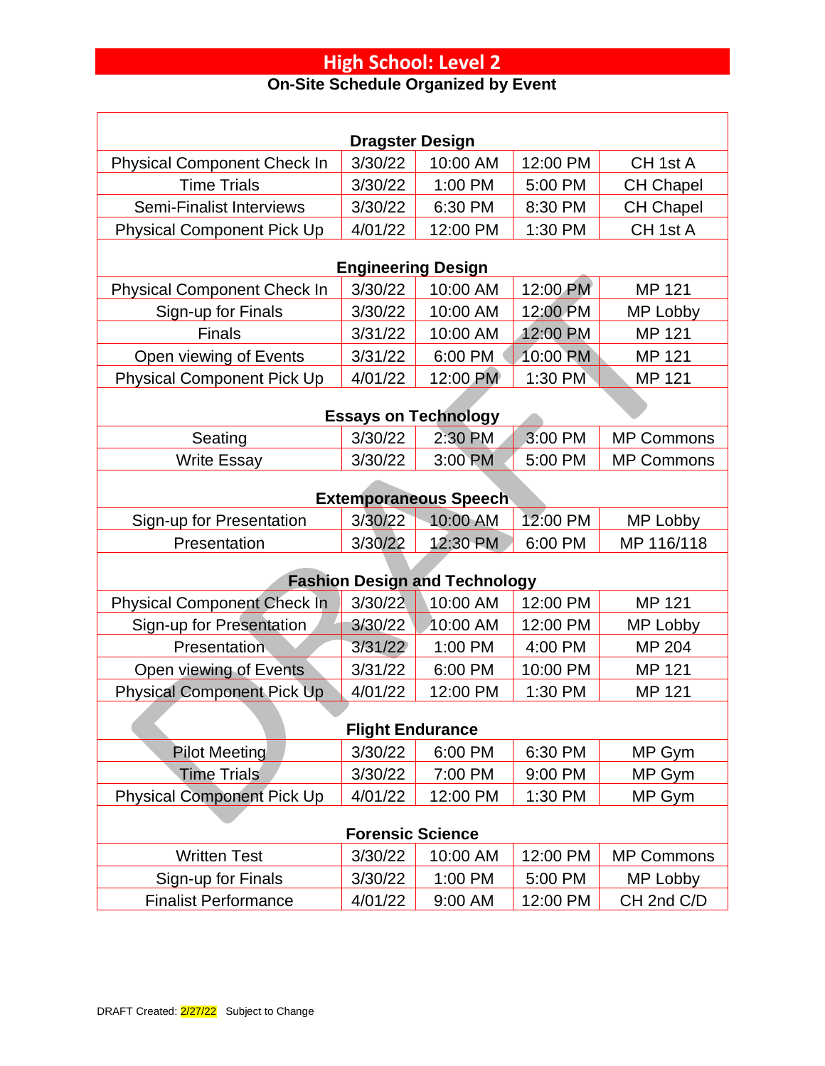# High School: Level 2

**On-Site Schedule Organized by Event**

| | | | | |
|---|---|---|---|---|
| **Dragster Design** | | | | |
| Physical Component Check In | 3/30/22 | 10:00 AM | 12:00 PM | CH 1st A |
| Time Trials | 3/30/22 | 1:00 PM | 5:00 PM | CH Chapel |
| Semi-Finalist Interviews | 3/30/22 | 6:30 PM | 8:30 PM | CH Chapel |
| Physical Component Pick Up | 4/01/22 | 12:00 PM | 1:30 PM | CH 1st A |
| **Engineering Design** | | | | |
| Physical Component Check In | 3/30/22 | 10:00 AM | 12:00 PM | MP 121 |
| Sign-up for Finals | 3/30/22 | 10:00 AM | 12:00 PM | MP Lobby |
| Finals | 3/31/22 | 10:00 AM | 12:00 PM | MP 121 |
| Open viewing of Events | 3/31/22 | 6:00 PM | 10:00 PM | MP 121 |
| Physical Component Pick Up | 4/01/22 | 12:00 PM | 1:30 PM | MP 121 |
| **Essays on Technology** | | | | |
| Seating | 3/30/22 | 2:30 PM | 3:00 PM | MP Commons |
| Write Essay | 3/30/22 | 3:00 PM | 5:00 PM | MP Commons |
| **Extemporaneous Speech** | | | | |
| Sign-up for Presentation | 3/30/22 | 10:00 AM | 12:00 PM | MP Lobby |
| Presentation | 3/30/22 | 12:30 PM | 6:00 PM | MP 116/118 |
| **Fashion Design and Technology** | | | | |
| Physical Component Check In | 3/30/22 | 10:00 AM | 12:00 PM | MP 121 |
| Sign-up for Presentation | 3/30/22 | 10:00 AM | 12:00 PM | MP Lobby |
| Presentation | 3/31/22 | 1:00 PM | 4:00 PM | MP 204 |
| Open viewing of Events | 3/31/22 | 6:00 PM | 10:00 PM | MP 121 |
| Physical Component Pick Up | 4/01/22 | 12:00 PM | 1:30 PM | MP 121 |
| **Flight Endurance** | | | | |
| Pilot Meeting | 3/30/22 | 6:00 PM | 6:30 PM | MP Gym |
| Time Trials | 3/30/22 | 7:00 PM | 9:00 PM | MP Gym |
| Physical Component Pick Up | 4/01/22 | 12:00 PM | 1:30 PM | MP Gym |
| **Forensic Science** | | | | |
| Written Test | 3/30/22 | 10:00 AM | 12:00 PM | MP Commons |
| Sign-up for Finals | 3/30/22 | 1:00 PM | 5:00 PM | MP Lobby |
| Finalist Performance | 4/01/22 | 9:00 AM | 12:00 PM | CH 2nd C/D |

DRAFT Created: 2/27/22 Subject to Change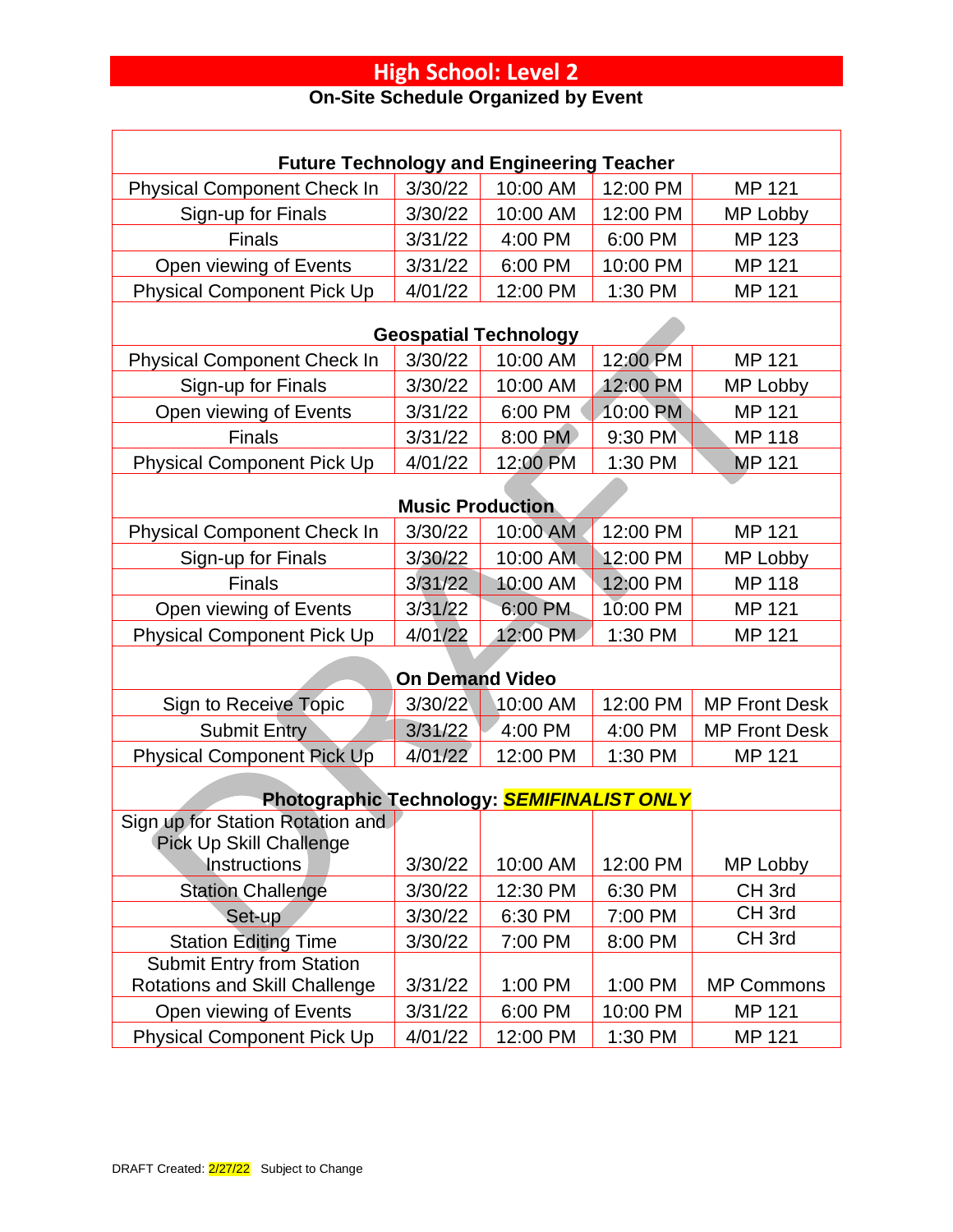# High School: Level 2

## On-Site Schedule Organized by Event

| Future Technology and Engineering Teacher | | | | |
|---|---|---|---|---|
| Physical Component Check In | 3/30/22 | 10:00 AM | 12:00 PM | MP 121 |
| Sign-up for Finals | 3/30/22 | 10:00 AM | 12:00 PM | MP Lobby |
| Finals | 3/31/22 | 4:00 PM | 6:00 PM | MP 123 |
| Open viewing of Events | 3/31/22 | 6:00 PM | 10:00 PM | MP 121 |
| Physical Component Pick Up | 4/01/22 | 12:00 PM | 1:30 PM | MP 121 |
| **Geospatial Technology** | | | | |
| Physical Component Check In | 3/30/22 | 10:00 AM | 12:00 PM | MP 121 |
| Sign-up for Finals | 3/30/22 | 10:00 AM | 12:00 PM | MP Lobby |
| Open viewing of Events | 3/31/22 | 6:00 PM | 10:00 PM | MP 121 |
| Finals | 3/31/22 | 8:00 PM | 9:30 PM | MP 118 |
| Physical Component Pick Up | 4/01/22 | 12:00 PM | 1:30 PM | MP 121 |
| **Music Production** | | | | |
| Physical Component Check In | 3/30/22 | 10:00 AM | 12:00 PM | MP 121 |
| Sign-up for Finals | 3/30/22 | 10:00 AM | 12:00 PM | MP Lobby |
| Finals | 3/31/22 | 10:00 AM | 12:00 PM | MP 118 |
| Open viewing of Events | 3/31/22 | 6:00 PM | 10:00 PM | MP 121 |
| Physical Component Pick Up | 4/01/22 | 12:00 PM | 1:30 PM | MP 121 |
| **On Demand Video** | | | | |
| Sign to Receive Topic | 3/30/22 | 10:00 AM | 12:00 PM | MP Front Desk |
| Submit Entry | 3/31/22 | 4:00 PM | 4:00 PM | MP Front Desk |
| Physical Component Pick Up | 4/01/22 | 12:00 PM | 1:30 PM | MP 121 |
| **Photographic Technology: *SEMIFINALIST ONLY*** | | | | |
| Sign up for Station Rotation and Pick Up Skill Challenge Instructions | 3/30/22 | 10:00 AM | 12:00 PM | MP Lobby |
| Station Challenge | 3/30/22 | 12:30 PM | 6:30 PM | CH 3rd |
| Set-up | 3/30/22 | 6:30 PM | 7:00 PM | CH 3rd |
| Station Editing Time | 3/30/22 | 7:00 PM | 8:00 PM | CH 3rd |
| Submit Entry from Station Rotations and Skill Challenge | 3/31/22 | 1:00 PM | 1:00 PM | MP Commons |
| Open viewing of Events | 3/31/22 | 6:00 PM | 10:00 PM | MP 121 |
| Physical Component Pick Up | 4/01/22 | 12:00 PM | 1:30 PM | MP 121 |

DRAFT Created: 2/27/22 Subject to Change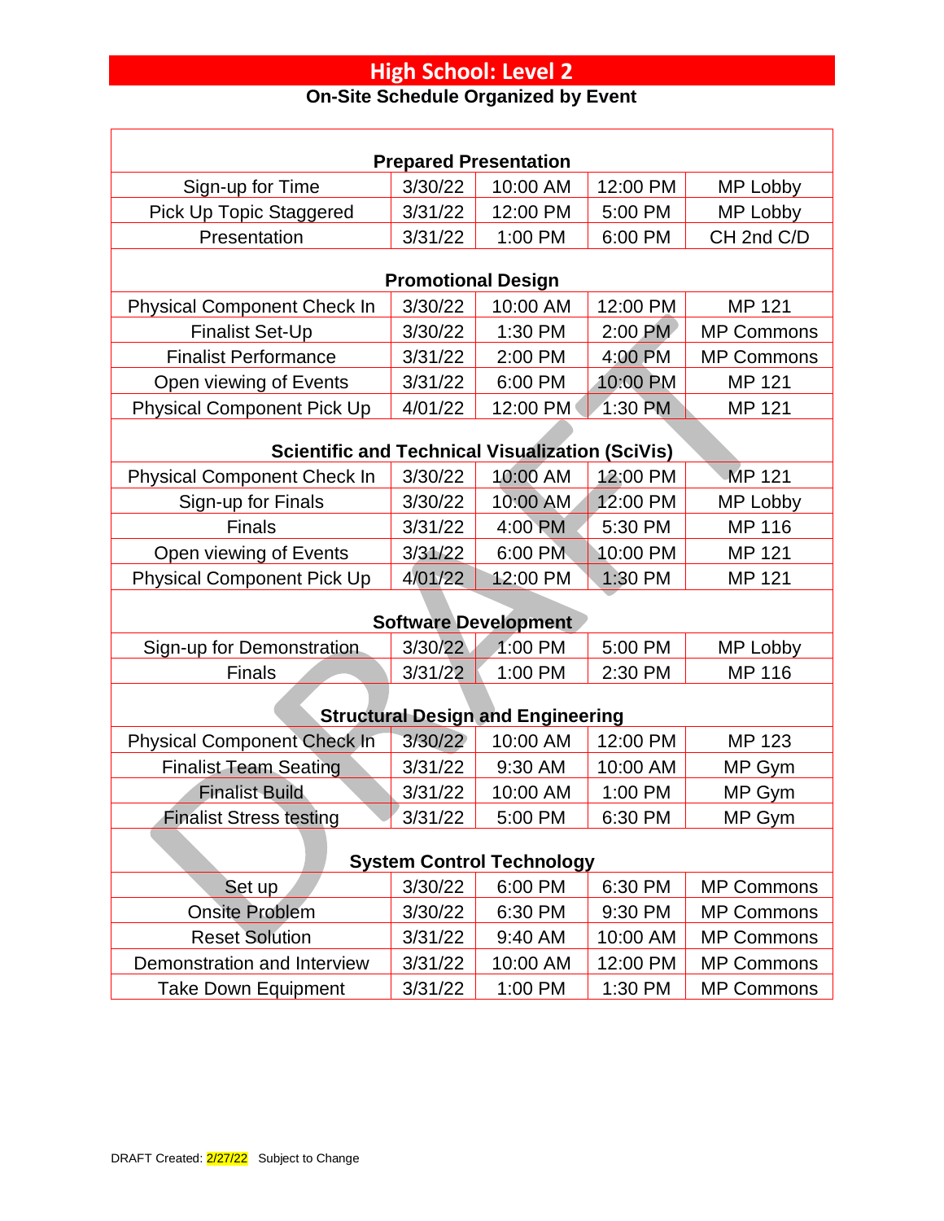# High School: Level 2

**On-Site Schedule Organized by Event**

| | | | | |
|---|---|---|---|---|
| **Prepared Presentation** | | | | |
| Sign-up for Time | 3/30/22 | 10:00 AM | 12:00 PM | MP Lobby |
| Pick Up Topic Staggered | 3/31/22 | 12:00 PM | 5:00 PM | MP Lobby |
| Presentation | 3/31/22 | 1:00 PM | 6:00 PM | CH 2nd C/D |
| **Promotional Design** | | | | |
| Physical Component Check In | 3/30/22 | 10:00 AM | 12:00 PM | MP 121 |
| Finalist Set-Up | 3/30/22 | 1:30 PM | 2:00 PM | MP Commons |
| Finalist Performance | 3/31/22 | 2:00 PM | 4:00 PM | MP Commons |
| Open viewing of Events | 3/31/22 | 6:00 PM | 10:00 PM | MP 121 |
| Physical Component Pick Up | 4/01/22 | 12:00 PM | 1:30 PM | MP 121 |
| **Scientific and Technical Visualization (SciVis)** | | | | |
| Physical Component Check In | 3/30/22 | 10:00 AM | 12:00 PM | MP 121 |
| Sign-up for Finals | 3/30/22 | 10:00 AM | 12:00 PM | MP Lobby |
| Finals | 3/31/22 | 4:00 PM | 5:30 PM | MP 116 |
| Open viewing of Events | 3/31/22 | 6:00 PM | 10:00 PM | MP 121 |
| Physical Component Pick Up | 4/01/22 | 12:00 PM | 1:30 PM | MP 121 |
| **Software Development** | | | | |
| Sign-up for Demonstration | 3/30/22 | 1:00 PM | 5:00 PM | MP Lobby |
| Finals | 3/31/22 | 1:00 PM | 2:30 PM | MP 116 |
| **Structural Design and Engineering** | | | | |
| Physical Component Check In | 3/30/22 | 10:00 AM | 12:00 PM | MP 123 |
| Finalist Team Seating | 3/31/22 | 9:30 AM | 10:00 AM | MP Gym |
| Finalist Build | 3/31/22 | 10:00 AM | 1:00 PM | MP Gym |
| Finalist Stress testing | 3/31/22 | 5:00 PM | 6:30 PM | MP Gym |
| **System Control Technology** | | | | |
| Set up | 3/30/22 | 6:00 PM | 6:30 PM | MP Commons |
| Onsite Problem | 3/30/22 | 6:30 PM | 9:30 PM | MP Commons |
| Reset Solution | 3/31/22 | 9:40 AM | 10:00 AM | MP Commons |
| Demonstration and Interview | 3/31/22 | 10:00 AM | 12:00 PM | MP Commons |
| Take Down Equipment | 3/31/22 | 1:00 PM | 1:30 PM | MP Commons |

DRAFT Created: 2/27/22 Subject to Change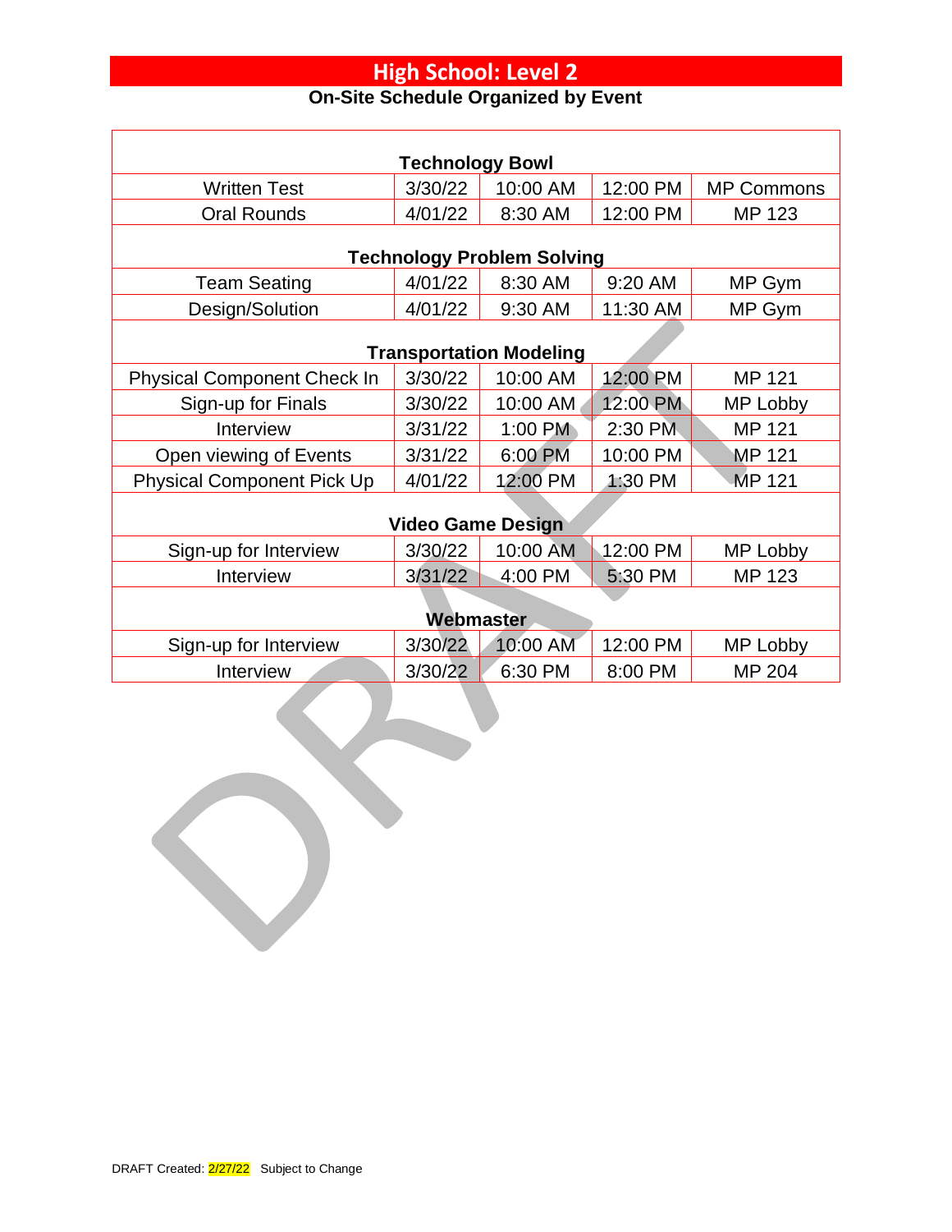# High School: Level 2

**On-Site Schedule Organized by Event**

| | | | | |
|---|---|---|---|---|
| **Technology Bowl** | | | | |
| Written Test | 3/30/22 | 10:00 AM | 12:00 PM | MP Commons |
| Oral Rounds | 4/01/22 | 8:30 AM | 12:00 PM | MP 123 |
| **Technology Problem Solving** | | | | |
| Team Seating | 4/01/22 | 8:30 AM | 9:20 AM | MP Gym |
| Design/Solution | 4/01/22 | 9:30 AM | 11:30 AM | MP Gym |
| **Transportation Modeling** | | | | |
| Physical Component Check In | 3/30/22 | 10:00 AM | 12:00 PM | MP 121 |
| Sign-up for Finals | 3/30/22 | 10:00 AM | 12:00 PM | MP Lobby |
| Interview | 3/31/22 | 1:00 PM | 2:30 PM | MP 121 |
| Open viewing of Events | 3/31/22 | 6:00 PM | 10:00 PM | MP 121 |
| Physical Component Pick Up | 4/01/22 | 12:00 PM | 1:30 PM | MP 121 |
| **Video Game Design** | | | | |
| Sign-up for Interview | 3/30/22 | 10:00 AM | 12:00 PM | MP Lobby |
| Interview | 3/31/22 | 4:00 PM | 5:30 PM | MP 123 |
| **Webmaster** | | | | |
| Sign-up for Interview | 3/30/22 | 10:00 AM | 12:00 PM | MP Lobby |
| Interview | 3/30/22 | 6:30 PM | 8:00 PM | MP 204 |

DRAFT

DRAFT Created: 2/27/22 Subject to Change